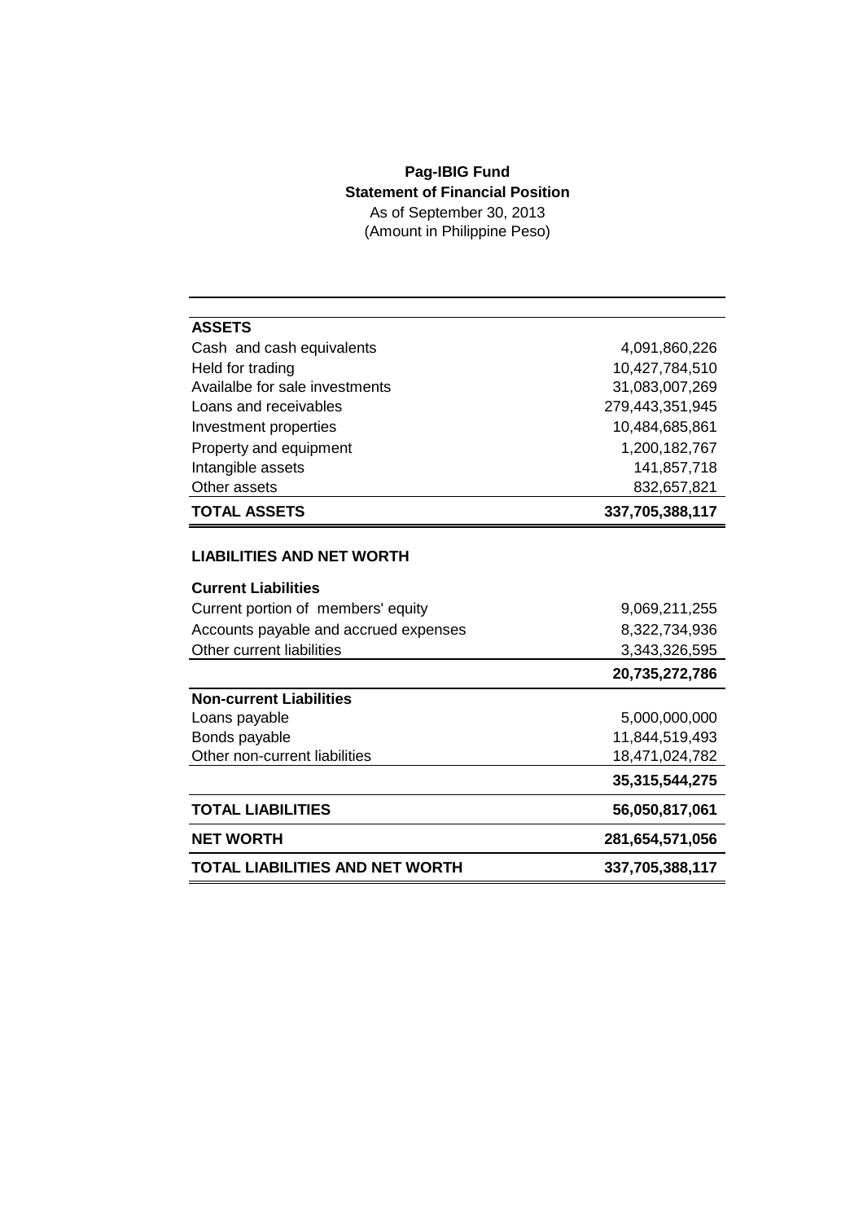**Pag-IBIG Fund**
**Statement of Financial Position**
As of September 30, 2013
(Amount in Philippine Peso)

| | |
|---|---:|
| **ASSETS** | |
| Cash and cash equivalents | 4,091,860,226 |
| Held for trading | 10,427,784,510 |
| Availalbe for sale investments | 31,083,007,269 |
| Loans and receivables | 279,443,351,945 |
| Investment properties | 10,484,685,861 |
| Property and equipment | 1,200,182,767 |
| Intangible assets | 141,857,718 |
| Other assets | 832,657,821 |
| **TOTAL ASSETS** | **337,705,388,117** |
| | |
| **LIABILITIES AND NET WORTH** | |
| **Current Liabilities** | |
| Current portion of members' equity | 9,069,211,255 |
| Accounts payable and accrued expenses | 8,322,734,936 |
| Other current liabilities | 3,343,326,595 |
| | **20,735,272,786** |
| **Non-current Liabilities** | |
| Loans payable | 5,000,000,000 |
| Bonds payable | 11,844,519,493 |
| Other non-current liabilities | 18,471,024,782 |
| | **35,315,544,275** |
| **TOTAL LIABILITIES** | **56,050,817,061** |
| **NET WORTH** | **281,654,571,056** |
| **TOTAL LIABILITIES AND NET WORTH** | **337,705,388,117** |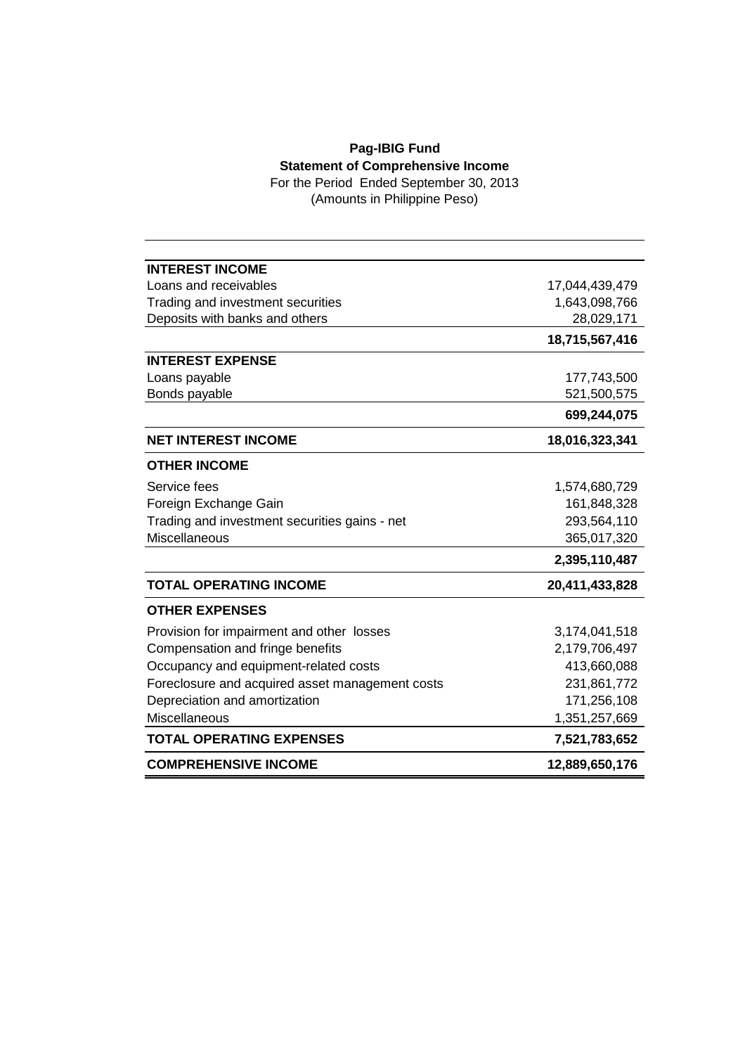**Pag-IBIG Fund**
**Statement of Comprehensive Income**
For the Period Ended September 30, 2013
(Amounts in Philippine Peso)

| | |
|---|---:|
| **INTEREST INCOME** | |
| Loans and receivables | 17,044,439,479 |
| Trading and investment securities | 1,643,098,766 |
| Deposits with banks and others | 28,029,171 |
| | **18,715,567,416** |
| **INTEREST EXPENSE** | |
| Loans payable | 177,743,500 |
| Bonds payable | 521,500,575 |
| | **699,244,075** |
| **NET INTEREST INCOME** | **18,016,323,341** |
| **OTHER INCOME** | |
| Service fees | 1,574,680,729 |
| Foreign Exchange Gain | 161,848,328 |
| Trading and investment securities gains - net | 293,564,110 |
| Miscellaneous | 365,017,320 |
| | **2,395,110,487** |
| **TOTAL OPERATING INCOME** | **20,411,433,828** |
| **OTHER EXPENSES** | |
| Provision for impairment and other losses | 3,174,041,518 |
| Compensation and fringe benefits | 2,179,706,497 |
| Occupancy and equipment-related costs | 413,660,088 |
| Foreclosure and acquired asset management costs | 231,861,772 |
| Depreciation and amortization | 171,256,108 |
| Miscellaneous | 1,351,257,669 |
| **TOTAL OPERATING EXPENSES** | **7,521,783,652** |
| **COMPREHENSIVE INCOME** | **12,889,650,176** |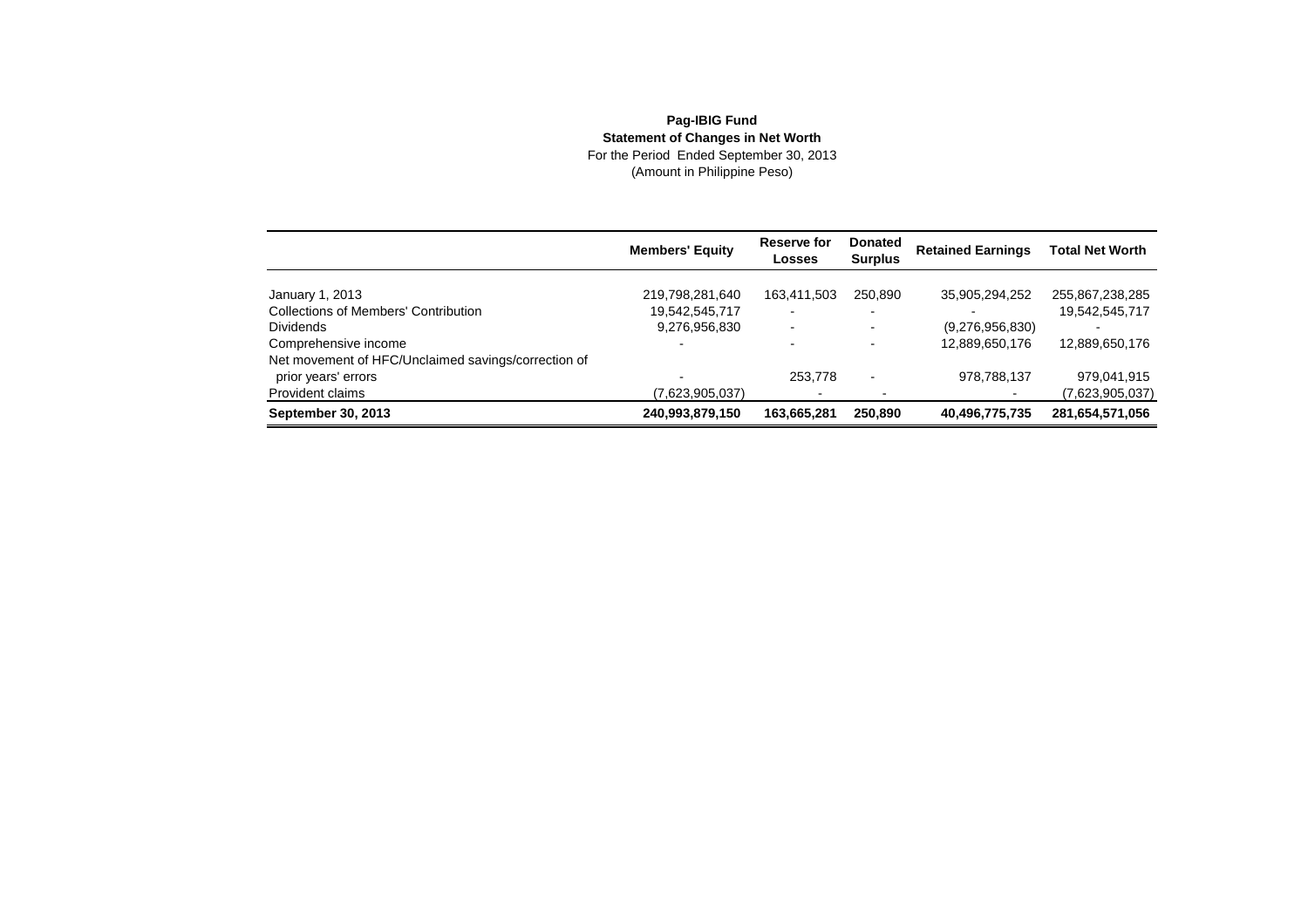**Pag-IBIG Fund**
**Statement of Changes in Net Worth**
For the Period Ended September 30, 2013
(Amount in Philippine Peso)

| | Members' Equity | Reserve for Losses | Donated Surplus | Retained Earnings | Total Net Worth |
|---|---|---|---|---|---|
| January 1, 2013 | 219,798,281,640 | 163,411,503 | 250,890 | 35,905,294,252 | 255,867,238,285 |
| Collections of Members' Contribution | 19,542,545,717 | - | - | - | 19,542,545,717 |
| Dividends | 9,276,956,830 | - | - | (9,276,956,830) | - |
| Comprehensive income | - | - | - | 12,889,650,176 | 12,889,650,176 |
| Net movement of HFC/Unclaimed savings/correction of prior years' errors | - | 253,778 | - | 978,788,137 | 979,041,915 |
| Provident claims | (7,623,905,037) | - | - | - | (7,623,905,037) |
| **September 30, 2013** | **240,993,879,150** | **163,665,281** | **250,890** | **40,496,775,735** | **281,654,571,056** |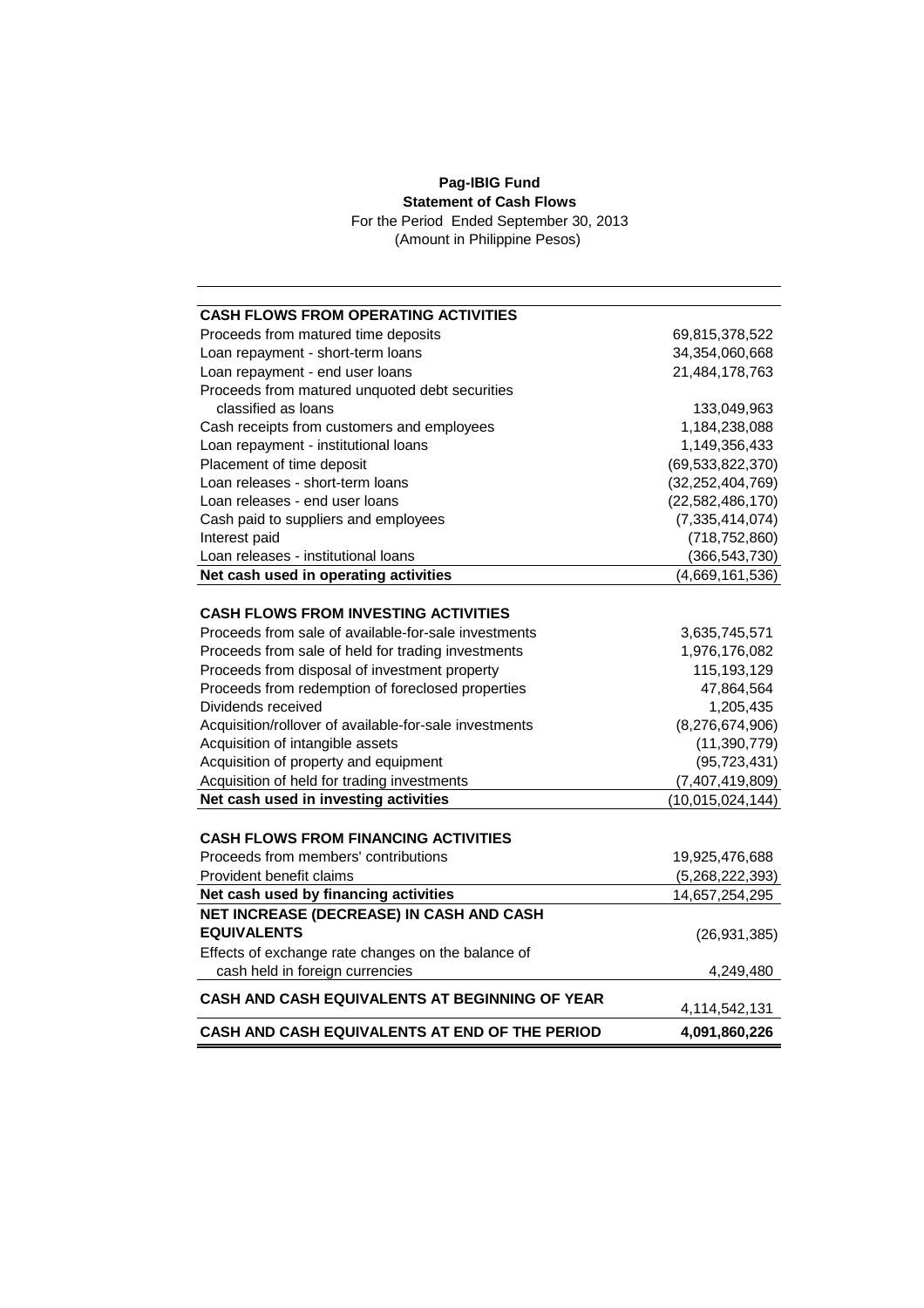**Pag-IBIG Fund**
**Statement of Cash Flows**
For the Period Ended September 30, 2013
(Amount in Philippine Pesos)

| | |
|---|---|
| **CASH FLOWS FROM OPERATING ACTIVITIES** | |
| Proceeds from matured time deposits | 69,815,378,522 |
| Loan repayment - short-term loans | 34,354,060,668 |
| Loan repayment - end user loans | 21,484,178,763 |
| Proceeds from matured unquoted debt securities classified as loans | 133,049,963 |
| Cash receipts from customers and employees | 1,184,238,088 |
| Loan repayment - institutional loans | 1,149,356,433 |
| Placement of time deposit | (69,533,822,370) |
| Loan releases - short-term loans | (32,252,404,769) |
| Loan releases - end user loans | (22,582,486,170) |
| Cash paid to suppliers and employees | (7,335,414,074) |
| Interest paid | (718,752,860) |
| Loan releases - institutional loans | (366,543,730) |
| **Net cash used in operating activities** | (4,669,161,536) |
| | |
| **CASH FLOWS FROM INVESTING ACTIVITIES** | |
| Proceeds from sale of available-for-sale investments | 3,635,745,571 |
| Proceeds from sale of held for trading investments | 1,976,176,082 |
| Proceeds from disposal of investment property | 115,193,129 |
| Proceeds from redemption of foreclosed properties | 47,864,564 |
| Dividends received | 1,205,435 |
| Acquisition/rollover of available-for-sale investments | (8,276,674,906) |
| Acquisition of intangible assets | (11,390,779) |
| Acquisition of property and equipment | (95,723,431) |
| Acquisition of held for trading investments | (7,407,419,809) |
| **Net cash used in investing activities** | (10,015,024,144) |
| | |
| **CASH FLOWS FROM FINANCING ACTIVITIES** | |
| Proceeds from members' contributions | 19,925,476,688 |
| Provident benefit claims | (5,268,222,393) |
| **Net cash used by financing activities** | 14,657,254,295 |
| **NET INCREASE (DECREASE) IN CASH AND CASH EQUIVALENTS** | (26,931,385) |
| Effects of exchange rate changes on the balance of cash held in foreign currencies | 4,249,480 |
| **CASH AND CASH EQUIVALENTS AT BEGINNING OF YEAR** | 4,114,542,131 |
| **CASH AND CASH EQUIVALENTS AT END OF THE PERIOD** | **4,091,860,226** |